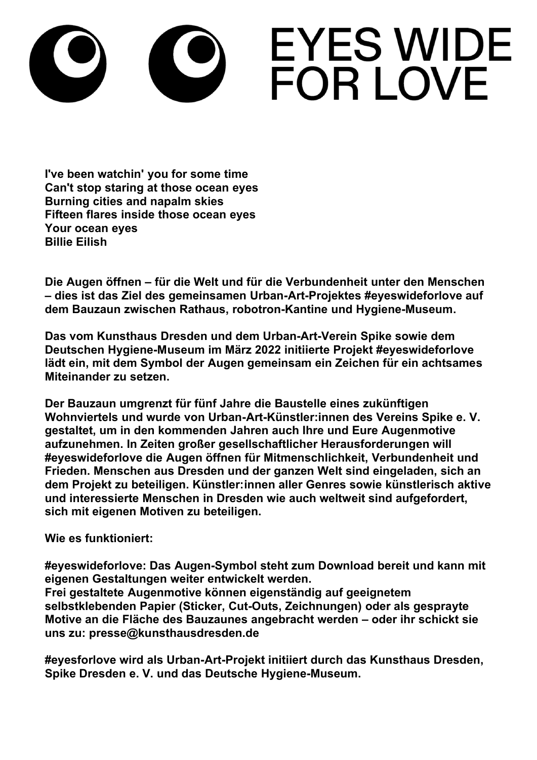# EYES WIDE FOR LOVE

**I've been watchin' you for some time**
**Can't stop staring at those ocean eyes**
**Burning cities and napalm skies**
**Fifteen flares inside those ocean eyes**
**Your ocean eyes**
**Billie Eilish**

**Die Augen öffnen – für die Welt und für die Verbundenheit unter den Menschen – dies ist das Ziel des gemeinsamen Urban-Art-Projektes #eyeswideforlove auf dem Bauzaun zwischen Rathaus, robotron-Kantine und Hygiene-Museum.**

**Das vom Kunsthaus Dresden und dem Urban-Art-Verein Spike sowie dem Deutschen Hygiene-Museum im März 2022 initiierte Projekt #eyeswideforlove lädt ein, mit dem Symbol der Augen gemeinsam ein Zeichen für ein achtsames Miteinander zu setzen.**

**Der Bauzaun umgrenzt für fünf Jahre die Baustelle eines zukünftigen Wohnviertels und wurde von Urban-Art-Künstler:innen des Vereins Spike e. V. gestaltet, um in den kommenden Jahren auch Ihre und Eure Augenmotive aufzunehmen. In Zeiten großer gesellschaftlicher Herausforderungen will #eyeswideforlove die Augen öffnen für Mitmenschlichkeit, Verbundenheit und Frieden. Menschen aus Dresden und der ganzen Welt sind eingeladen, sich an dem Projekt zu beteiligen. Künstler:innen aller Genres sowie künstlerisch aktive und interessierte Menschen in Dresden wie auch weltweit sind aufgefordert, sich mit eigenen Motiven zu beteiligen.**

**Wie es funktioniert:**

**#eyeswideforlove: Das Augen-Symbol steht zum Download bereit und kann mit eigenen Gestaltungen weiter entwickelt werden.**
**Frei gestaltete Augenmotive können eigenständig auf geeignetem selbstklebenden Papier (Sticker, Cut-Outs, Zeichnungen) oder als gesprayte Motive an die Fläche des Bauzaunes angebracht werden – oder ihr schickt sie uns zu: presse@kunsthausdresden.de**

**#eyesforlove wird als Urban-Art-Projekt initiiert durch das Kunsthaus Dresden, Spike Dresden e. V. und das Deutsche Hygiene-Museum.**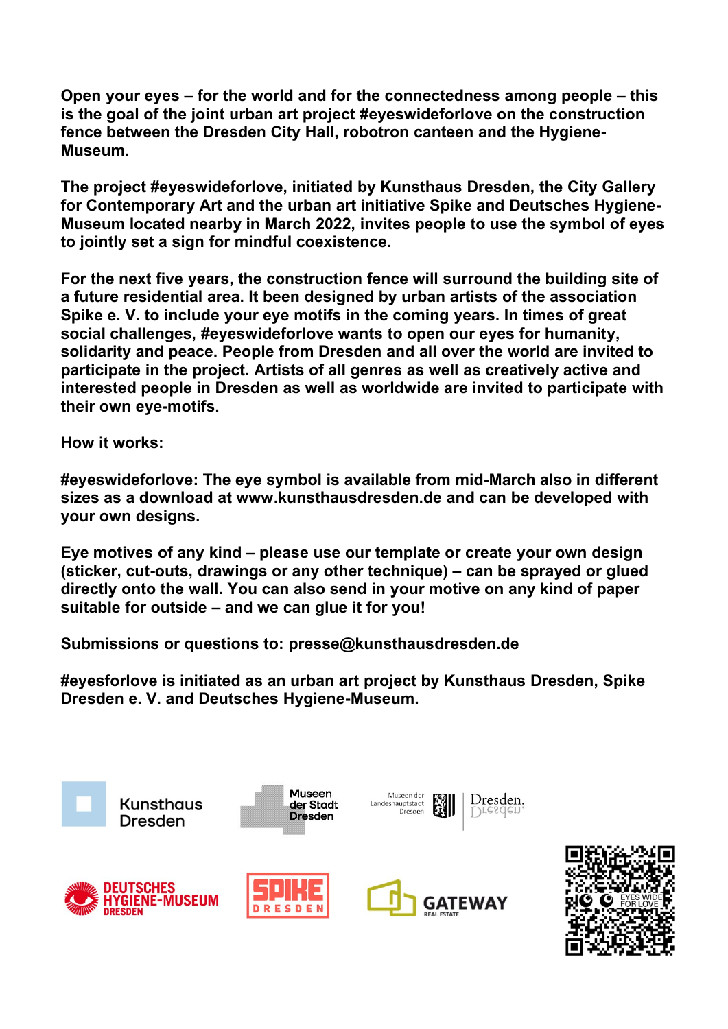**Open your eyes – for the world and for the connectedness among people – this is the goal of the joint urban art project #eyeswideforlove on the construction fence between the Dresden City Hall, robotron canteen and the Hygiene-Museum.**

**The project #eyeswideforlove, initiated by Kunsthaus Dresden, the City Gallery for Contemporary Art and the urban art initiative Spike and Deutsches Hygiene-Museum located nearby in March 2022, invites people to use the symbol of eyes to jointly set a sign for mindful coexistence.**

**For the next five years, the construction fence will surround the building site of a future residential area. It been designed by urban artists of the association Spike e. V. to include your eye motifs in the coming years. In times of great social challenges, #eyeswideforlove wants to open our eyes for humanity, solidarity and peace. People from Dresden and all over the world are invited to participate in the project. Artists of all genres as well as creatively active and interested people in Dresden as well as worldwide are invited to participate with their own eye-motifs.**

**How it works:**

**#eyeswideforlove: The eye symbol is available from mid-March also in different sizes as a download at www.kunsthausdresden.de and can be developed with your own designs.**

**Eye motives of any kind – please use our template or create your own design (sticker, cut-outs, drawings or any other technique) – can be sprayed or glued directly onto the wall. You can also send in your motive on any kind of paper suitable for outside – and we can glue it for you!**

**Submissions or questions to: presse@kunsthausdresden.de**

**#eyesforlove is initiated as an urban art project by Kunsthaus Dresden, Spike Dresden e. V. and Deutsches Hygiene-Museum.**

Kunsthaus Dresden

Museen der Stadt Dresden

Museen der Landeshauptstadt Dresden | Dresden.

DEUTSCHES HYGIENE-MUSEUM DRESDEN

SPIKE DRESDEN

GATEWAY REAL ESTATE

EYES WIDE FOR LOVE